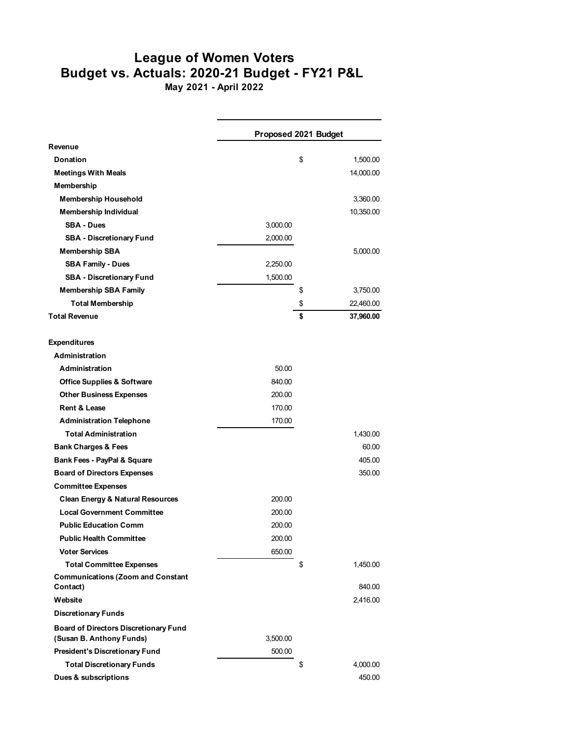# League of Women Voters

## Budget vs. Actuals: 2020-21 Budget - FY21 P&L

**May 2021 - April 2022**

| | Proposed 2021 Budget | | |
|---|---|---|---|
| **Revenue** | | | |
| **Donation** | | $ | 1,500.00 |
| **Meetings With Meals** | | | 14,000.00 |
| **Membership** | | | |
| **Membership Household** | | | 3,360.00 |
| **Membership Individual** | | | 10,350.00 |
| **SBA - Dues** | 3,000.00 | | |
| **SBA - Discretionary Fund** | 2,000.00 | | |
| **Membership SBA** | | | 5,000.00 |
| **SBA Family - Dues** | 2,250.00 | | |
| **SBA - Discretionary Fund** | 1,500.00 | | |
| **Membership SBA Family** | | $ | 3,750.00 |
| **Total Membership** | | $ | 22,460.00 |
| **Total Revenue** | | **$** | **37,960.00** |
| | | | |
| **Expenditures** | | | |
| **Administration** | | | |
| **Administration** | 50.00 | | |
| **Office Supplies & Software** | 840.00 | | |
| **Other Business Expenses** | 200.00 | | |
| **Rent & Lease** | 170.00 | | |
| **Administration Telephone** | 170.00 | | |
| **Total Administration** | | | 1,430.00 |
| **Bank Charges & Fees** | | | 60.00 |
| **Bank Fees - PayPal & Square** | | | 405.00 |
| **Board of Directors Expenses** | | | 350.00 |
| **Committee Expenses** | | | |
| **Clean Energy & Natural Resources** | 200.00 | | |
| **Local Government Committee** | 200.00 | | |
| **Public Education Comm** | 200.00 | | |
| **Public Health Committee** | 200.00 | | |
| **Voter Services** | 650.00 | | |
| **Total Committee Expenses** | | $ | 1,450.00 |
| **Communications (Zoom and Constant Contact)** | | | 840.00 |
| **Website** | | | 2,416.00 |
| **Discretionary Funds** | | | |
| **Board of Directors Discretionary Fund (Susan B. Anthony Funds)** | 3,500.00 | | |
| **President's Discretionary Fund** | 500.00 | | |
| **Total Discretionary Funds** | | $ | 4,000.00 |
| **Dues & subscriptions** | | | 450.00 |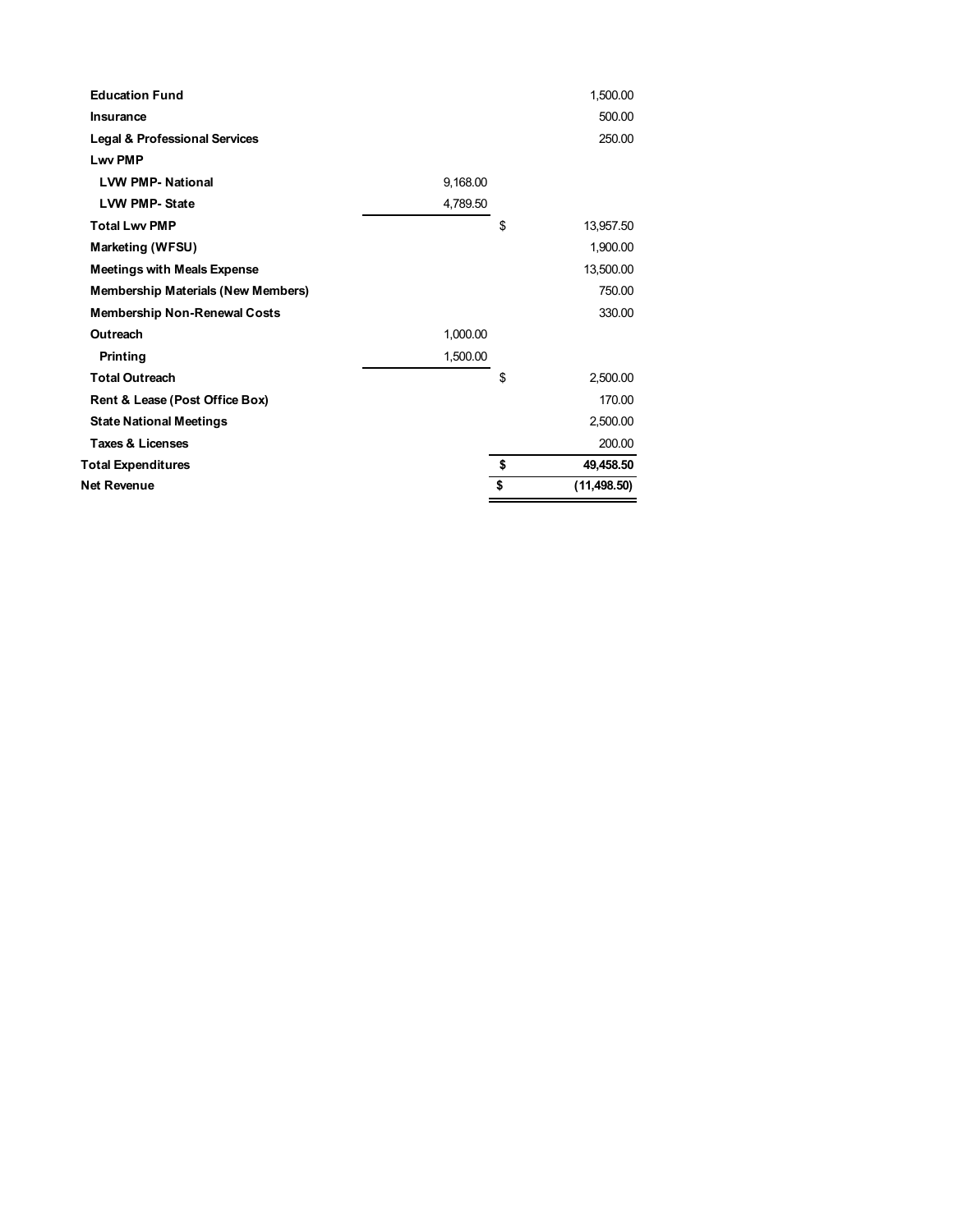| | | |
|---|---|---|
| **Education Fund** | | 1,500.00 |
| **Insurance** | | 500.00 |
| **Legal & Professional Services** | | 250.00 |
| **Lwv PMP** | | |
| **LVW PMP- National** | 9,168.00 | |
| **LVW PMP- State** | 4,789.50 | |
| **Total Lwv PMP** | | $ 13,957.50 |
| **Marketing (WFSU)** | | 1,900.00 |
| **Meetings with Meals Expense** | | 13,500.00 |
| **Membership Materials (New Members)** | | 750.00 |
| **Membership Non-Renewal Costs** | | 330.00 |
| **Outreach** | 1,000.00 | |
| **Printing** | 1,500.00 | |
| **Total Outreach** | | $ 2,500.00 |
| **Rent & Lease (Post Office Box)** | | 170.00 |
| **State National Meetings** | | 2,500.00 |
| **Taxes & Licenses** | | 200.00 |
| **Total Expenditures** | | **$ 49,458.50** |
| **Net Revenue** | | **$ (11,498.50)** |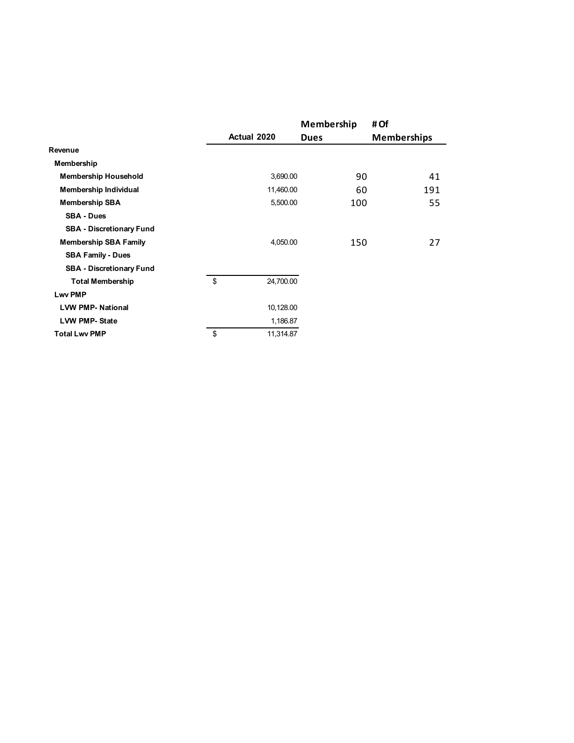| | Actual 2020 | Membership Dues | # Of Memberships |
|---|---|---|---|
| **Revenue** | | | |
| **Membership** | | | |
| **Membership Household** | 3,690.00 | 90 | 41 |
| **Membership Individual** | 11,460.00 | 60 | 191 |
| **Membership SBA** | 5,500.00 | 100 | 55 |
| **SBA - Dues** | | | |
| **SBA - Discretionary Fund** | | | |
| **Membership SBA Family** | 4,050.00 | 150 | 27 |
| **SBA Family - Dues** | | | |
| **SBA - Discretionary Fund** | | | |
| **Total Membership** | $ 24,700.00 | | |
| **Lwv PMP** | | | |
| **LVW PMP- National** | 10,128.00 | | |
| **LVW PMP- State** | 1,186.87 | | |
| **Total Lwv PMP** | $ 11,314.87 | | |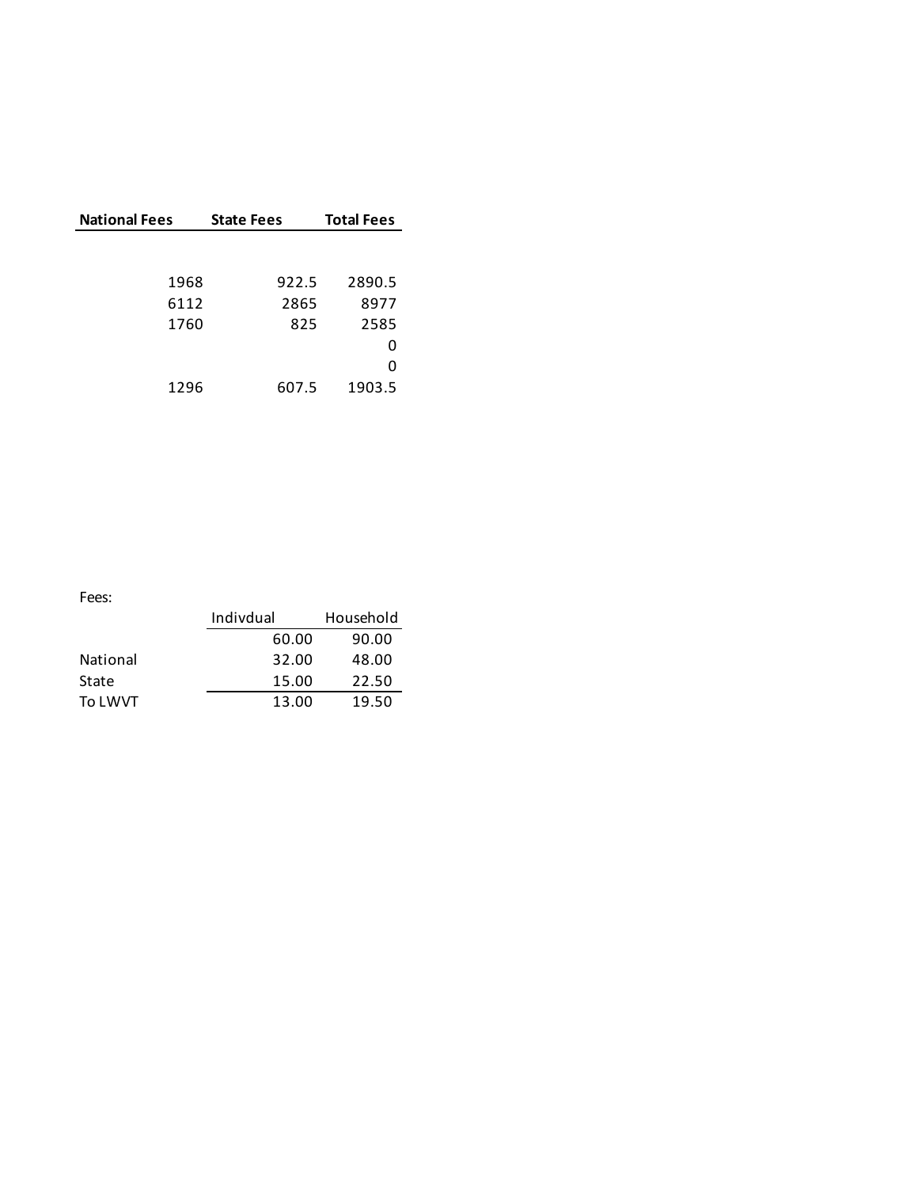| National Fees | State Fees | Total Fees |
|---|---|---|
| | | |
| 1968 | 922.5 | 2890.5 |
| 6112 | 2865 | 8977 |
| 1760 | 825 | 2585 |
| | | 0 |
| | | 0 |
| 1296 | 607.5 | 1903.5 |

Fees:

| | Indivdual | Household |
|---|---|---|
| | 60.00 | 90.00 |
| National | 32.00 | 48.00 |
| State | 15.00 | 22.50 |
| To LWVT | 13.00 | 19.50 |